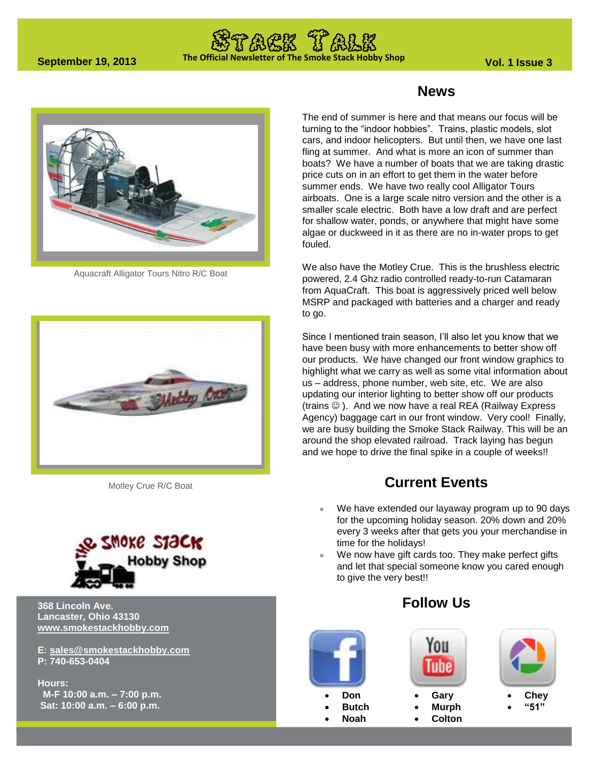# Stack Talk

The Official Newsletter of The Smoke Stack Hobby Shop

September 19, 2013

Vol. 1 Issue 3

Aquacraft Alligator Tours Nitro R/C Boat

Motley Crue R/C Boat

The Smoke Stack Hobby Shop

**368 Lincoln Ave.**
**Lancaster, Ohio 43130**
**www.smokestackhobby.com**

**E: sales@smokestackhobby.com**
**P: 740-653-0404**

**Hours:**
**M-F 10:00 a.m. – 7:00 p.m.**
**Sat: 10:00 a.m. – 6:00 p.m.**

## News

The end of summer is here and that means our focus will be turning to the "indoor hobbies". Trains, plastic models, slot cars, and indoor helicopters. But until then, we have one last fling at summer. And what is more an icon of summer than boats? We have a number of boats that we are taking drastic price cuts on in an effort to get them in the water before summer ends. We have two really cool Alligator Tours airboats. One is a large scale nitro version and the other is a smaller scale electric. Both have a low draft and are perfect for shallow water, ponds, or anywhere that might have some algae or duckweed in it as there are no in-water props to get fouled.

We also have the Motley Crue. This is the brushless electric powered, 2.4 Ghz radio controlled ready-to-run Catamaran from AquaCraft. This boat is aggressively priced well below MSRP and packaged with batteries and a charger and ready to go.

Since I mentioned train season, I'll also let you know that we have been busy with more enhancements to better show off our products. We have changed our front window graphics to highlight what we carry as well as some vital information about us – address, phone number, web site, etc. We are also updating our interior lighting to better show off our products (trains ☺ ). And we now have a real REA (Railway Express Agency) baggage cart in our front window. Very cool! Finally, we are busy building the Smoke Stack Railway. This will be an around the shop elevated railroad. Track laying has begun and we hope to drive the final spike in a couple of weeks!!

## Current Events

- We have extended our layaway program up to 90 days for the upcoming holiday season. 20% down and 20% every 3 weeks after that gets you your merchandise in time for the holidays!
- We now have gift cards too. They make perfect gifts and let that special someone know you cared enough to give the very best!!

## Follow Us

Facebook:
- **Don**
- **Butch**
- **Noah**

YouTube:
- **Gary**
- **Murph**
- **Colton**

Picasa:
- **Chey**
- **"51"**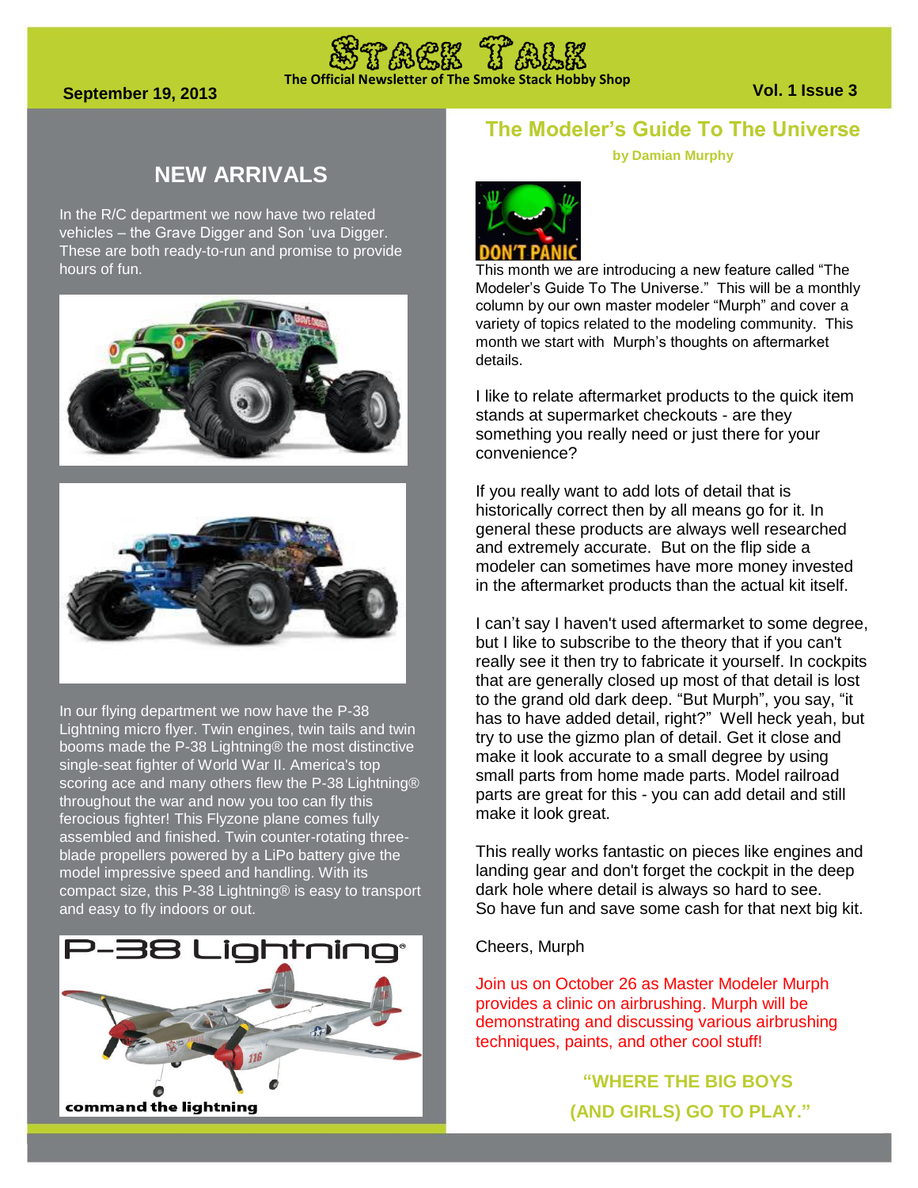# STACK TALK

The Official Newsletter of The Smoke Stack Hobby Shop

September 19, 2013

## NEW ARRIVALS

In the R/C department we now have two related vehicles – the Grave Digger and Son 'uva Digger. These are both ready-to-run and promise to provide hours of fun.

In our flying department we now have the P-38 Lightning micro flyer. Twin engines, twin tails and twin booms made the P-38 Lightning® the most distinctive single-seat fighter of World War II. America's top scoring ace and many others flew the P-38 Lightning® throughout the war and now you too can fly this ferocious fighter! This Flyzone plane comes fully assembled and finished. Twin counter-rotating three-blade propellers powered by a LiPo battery give the model impressive speed and handling. With its compact size, this P-38 Lightning® is easy to transport and easy to fly indoors or out.

P-38 Lightning®

command the lightning

## The Modeler's Guide To The Universe

**by Damian Murphy**

DON'T PANIC

This month we are introducing a new feature called "The Modeler's Guide To The Universe." This will be a monthly column by our own master modeler "Murph" and cover a variety of topics related to the modeling community. This month we start with Murph's thoughts on aftermarket details.

I like to relate aftermarket products to the quick item stands at supermarket checkouts - are they something you really need or just there for your convenience?

If you really want to add lots of detail that is historically correct then by all means go for it. In general these products are always well researched and extremely accurate. But on the flip side a modeler can sometimes have more money invested in the aftermarket products than the actual kit itself.

I can't say I haven't used aftermarket to some degree, but I like to subscribe to the theory that if you can't really see it then try to fabricate it yourself. In cockpits that are generally closed up most of that detail is lost to the grand old dark deep. "But Murph", you say, "it has to have added detail, right?" Well heck yeah, but try to use the gizmo plan of detail. Get it close and make it look accurate to a small degree by using small parts from home made parts. Model railroad parts are great for this - you can add detail and still make it look great.

This really works fantastic on pieces like engines and landing gear and don't forget the cockpit in the deep dark hole where detail is always so hard to see. So have fun and save some cash for that next big kit.

Cheers, Murph

Join us on October 26 as Master Modeler Murph provides a clinic on airbrushing. Murph will be demonstrating and discussing various airbrushing techniques, paints, and other cool stuff!

**"WHERE THE BIG BOYS (AND GIRLS) GO TO PLAY."**